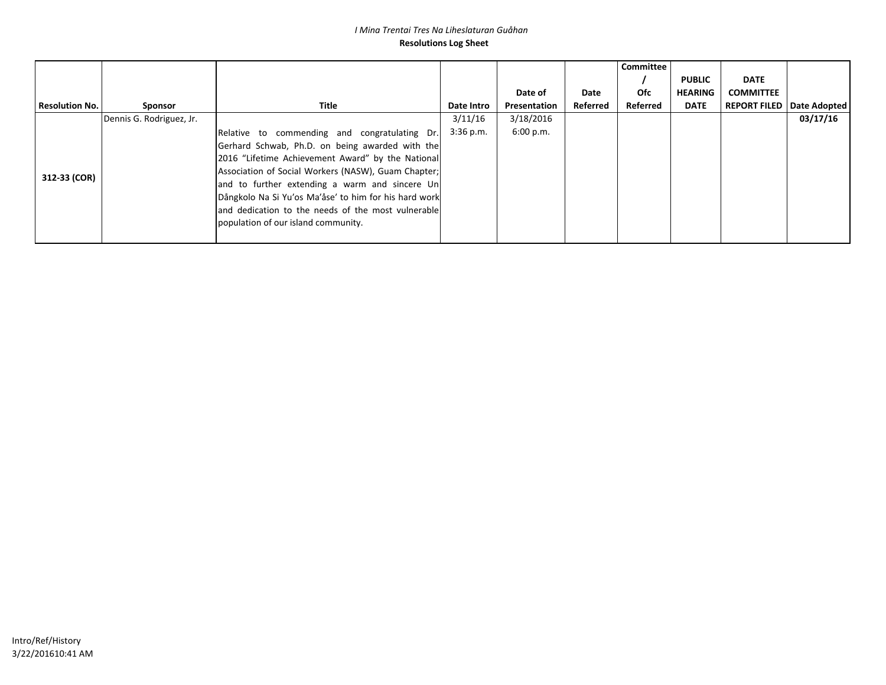*I Mina Trentai Tres Na Liheslaturan Guåhan*

**Resolutions Log Sheet**

| Resolution No. | Sponsor | Title | Date Intro | Date of Presentation | Date Referred | Committee / Ofc Referred | PUBLIC HEARING DATE | DATE COMMITTEE REPORT FILED | Date Adopted |
|---|---|---|---|---|---|---|---|---|---|
| **312-33 (COR)** | Dennis G. Rodriguez, Jr. | Relative to commending and congratulating Dr. Gerhard Schwab, Ph.D. on being awarded with the 2016 "Lifetime Achievement Award" by the National Association of Social Workers (NASW), Guam Chapter; and to further extending a warm and sincere Un Dångkolo Na Si Yu'os Ma'åse' to him for his hard work and dedication to the needs of the most vulnerable population of our island community. | 3/11/16 3:36 p.m. | 3/18/2016 6:00 p.m. | | | | | **03/17/16** |

Intro/Ref/History
3/22/201610:41 AM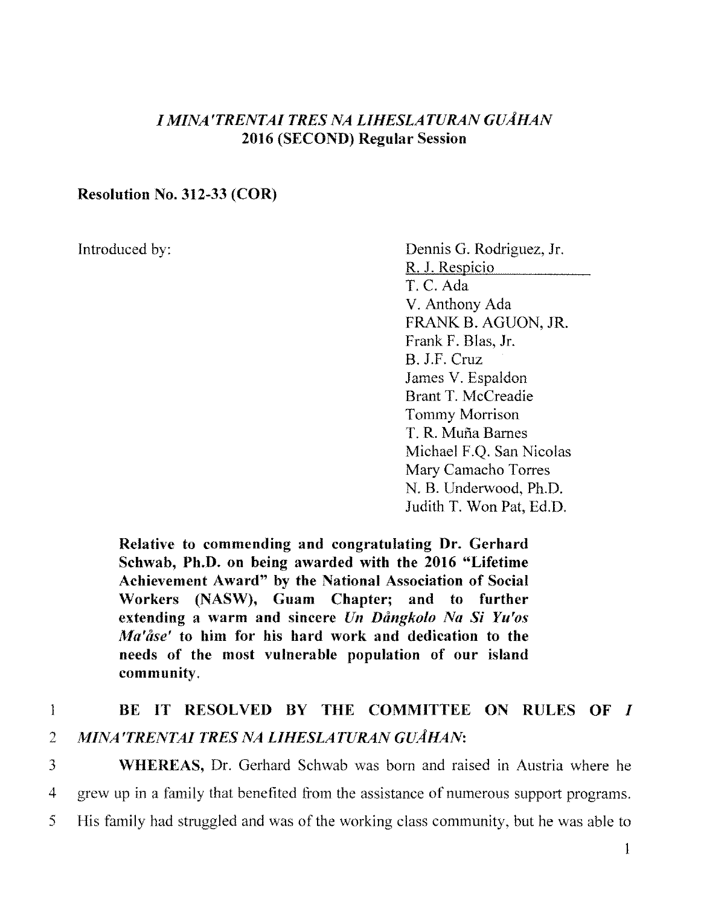*I MINA'TRENTAI TRES NA LIHESLATURAN GUÅHAN*
**2016 (SECOND) Regular Session**

**Resolution No. 312-33 (COR)**

Introduced by:

Dennis G. Rodriguez, Jr.
R. J. Respicio
T. C. Ada
V. Anthony Ada
FRANK B. AGUON, JR.
Frank F. Blas, Jr.
B. J.F. Cruz
James V. Espaldon
Brant T. McCreadie
Tommy Morrison
T. R. Muña Barnes
Michael F.Q. San Nicolas
Mary Camacho Torres
N. B. Underwood, Ph.D.
Judith T. Won Pat, Ed.D.

**Relative to commending and congratulating Dr. Gerhard Schwab, Ph.D. on being awarded with the 2016 "Lifetime Achievement Award" by the National Association of Social Workers (NASW), Guam Chapter; and to further extending a warm and sincere *Un Dångkolo Na Si Yu'os Ma'åse'* to him for his hard work and dedication to the needs of the most vulnerable population of our island community.**

1 **BE IT RESOLVED BY THE COMMITTEE ON RULES OF *I*** 
2 ***MINA'TRENTAI TRES NA LIHESLATURAN GUÅHAN*:**

3 **WHEREAS,** Dr. Gerhard Schwab was born and raised in Austria where he
4 grew up in a family that benefited from the assistance of numerous support programs.
5 His family had struggled and was of the working class community, but he was able to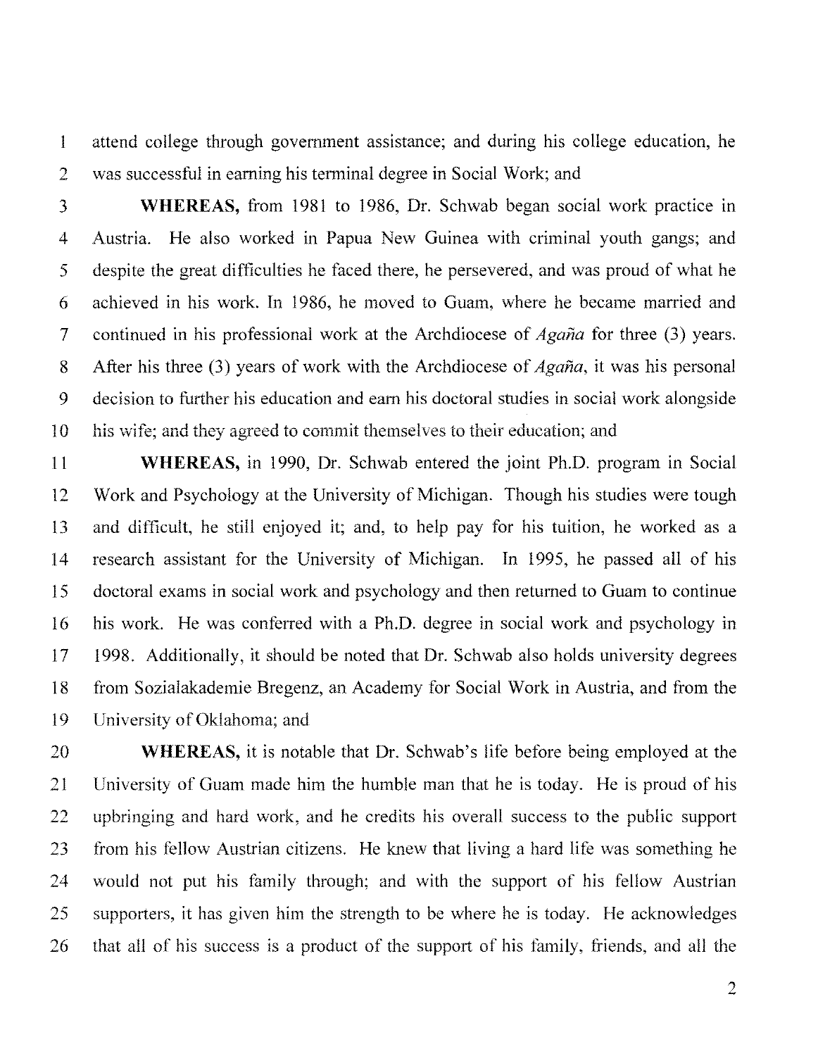attend college through government assistance; and during his college education, he was successful in earning his terminal degree in Social Work; and

**WHEREAS,** from 1981 to 1986, Dr. Schwab began social work practice in Austria. He also worked in Papua New Guinea with criminal youth gangs; and despite the great difficulties he faced there, he persevered, and was proud of what he achieved in his work. In 1986, he moved to Guam, where he became married and continued in his professional work at the Archdiocese of *Agaña* for three (3) years. After his three (3) years of work with the Archdiocese of *Agaña*, it was his personal decision to further his education and earn his doctoral studies in social work alongside his wife; and they agreed to commit themselves to their education; and

**WHEREAS,** in 1990, Dr. Schwab entered the joint Ph.D. program in Social Work and Psychology at the University of Michigan. Though his studies were tough and difficult, he still enjoyed it; and, to help pay for his tuition, he worked as a research assistant for the University of Michigan. In 1995, he passed all of his doctoral exams in social work and psychology and then returned to Guam to continue his work. He was conferred with a Ph.D. degree in social work and psychology in 1998. Additionally, it should be noted that Dr. Schwab also holds university degrees from Sozialakademie Bregenz, an Academy for Social Work in Austria, and from the University of Oklahoma; and

**WHEREAS,** it is notable that Dr. Schwab's life before being employed at the University of Guam made him the humble man that he is today. He is proud of his upbringing and hard work, and he credits his overall success to the public support from his fellow Austrian citizens. He knew that living a hard life was something he would not put his family through; and with the support of his fellow Austrian supporters, it has given him the strength to be where he is today. He acknowledges that all of his success is a product of the support of his family, friends, and all the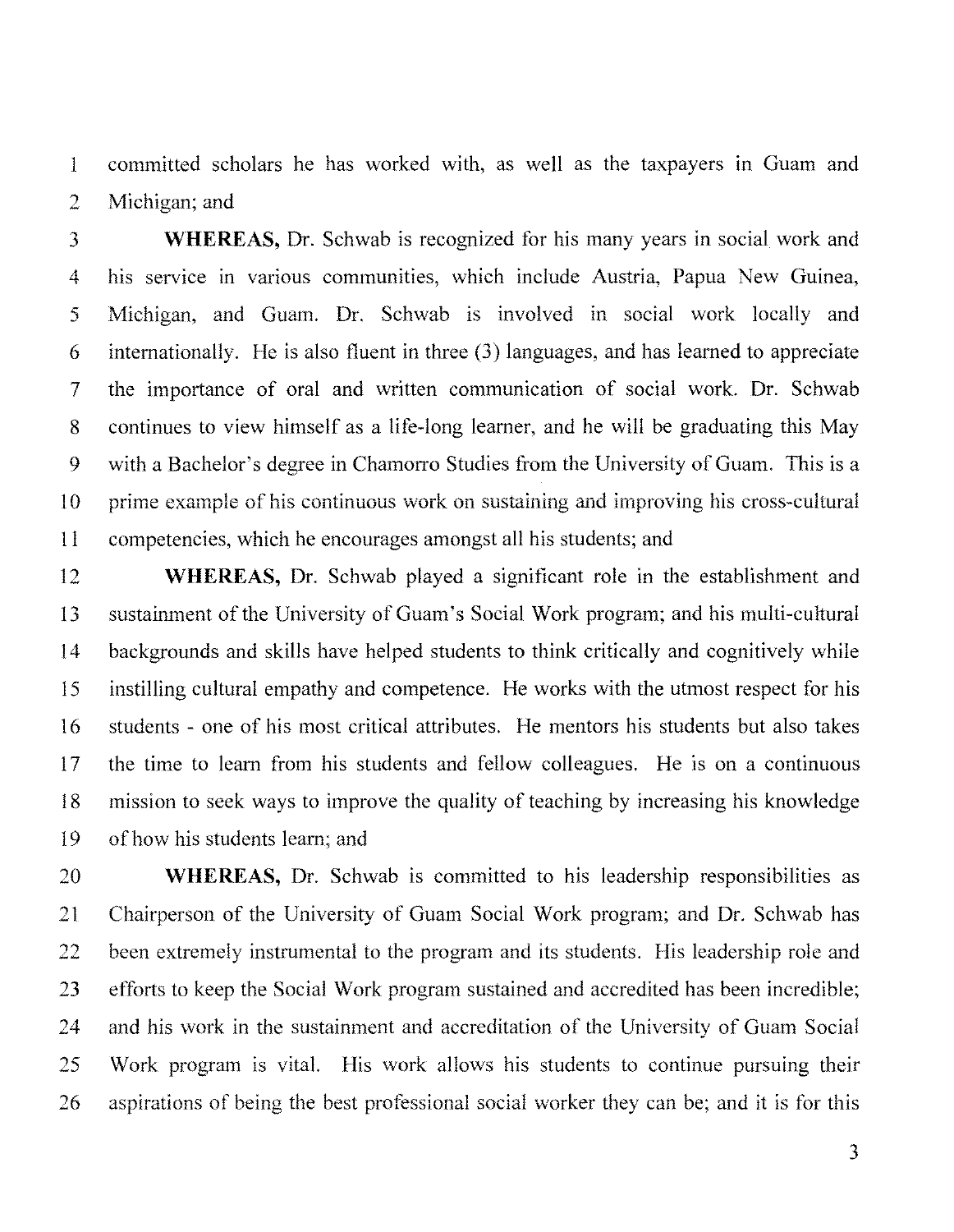committed scholars he has worked with, as well as the taxpayers in Guam and Michigan; and

**WHEREAS,** Dr. Schwab is recognized for his many years in social work and his service in various communities, which include Austria, Papua New Guinea, Michigan, and Guam. Dr. Schwab is involved in social work locally and internationally. He is also fluent in three (3) languages, and has learned to appreciate the importance of oral and written communication of social work. Dr. Schwab continues to view himself as a life-long learner, and he will be graduating this May with a Bachelor's degree in Chamorro Studies from the University of Guam. This is a prime example of his continuous work on sustaining and improving his cross-cultural competencies, which he encourages amongst all his students; and

**WHEREAS,** Dr. Schwab played a significant role in the establishment and sustainment of the University of Guam's Social Work program; and his multi-cultural backgrounds and skills have helped students to think critically and cognitively while instilling cultural empathy and competence. He works with the utmost respect for his students - one of his most critical attributes. He mentors his students but also takes the time to learn from his students and fellow colleagues. He is on a continuous mission to seek ways to improve the quality of teaching by increasing his knowledge of how his students learn; and

**WHEREAS,** Dr. Schwab is committed to his leadership responsibilities as Chairperson of the University of Guam Social Work program; and Dr. Schwab has been extremely instrumental to the program and its students. His leadership role and efforts to keep the Social Work program sustained and accredited has been incredible; and his work in the sustainment and accreditation of the University of Guam Social Work program is vital. His work allows his students to continue pursuing their aspirations of being the best professional social worker they can be; and it is for this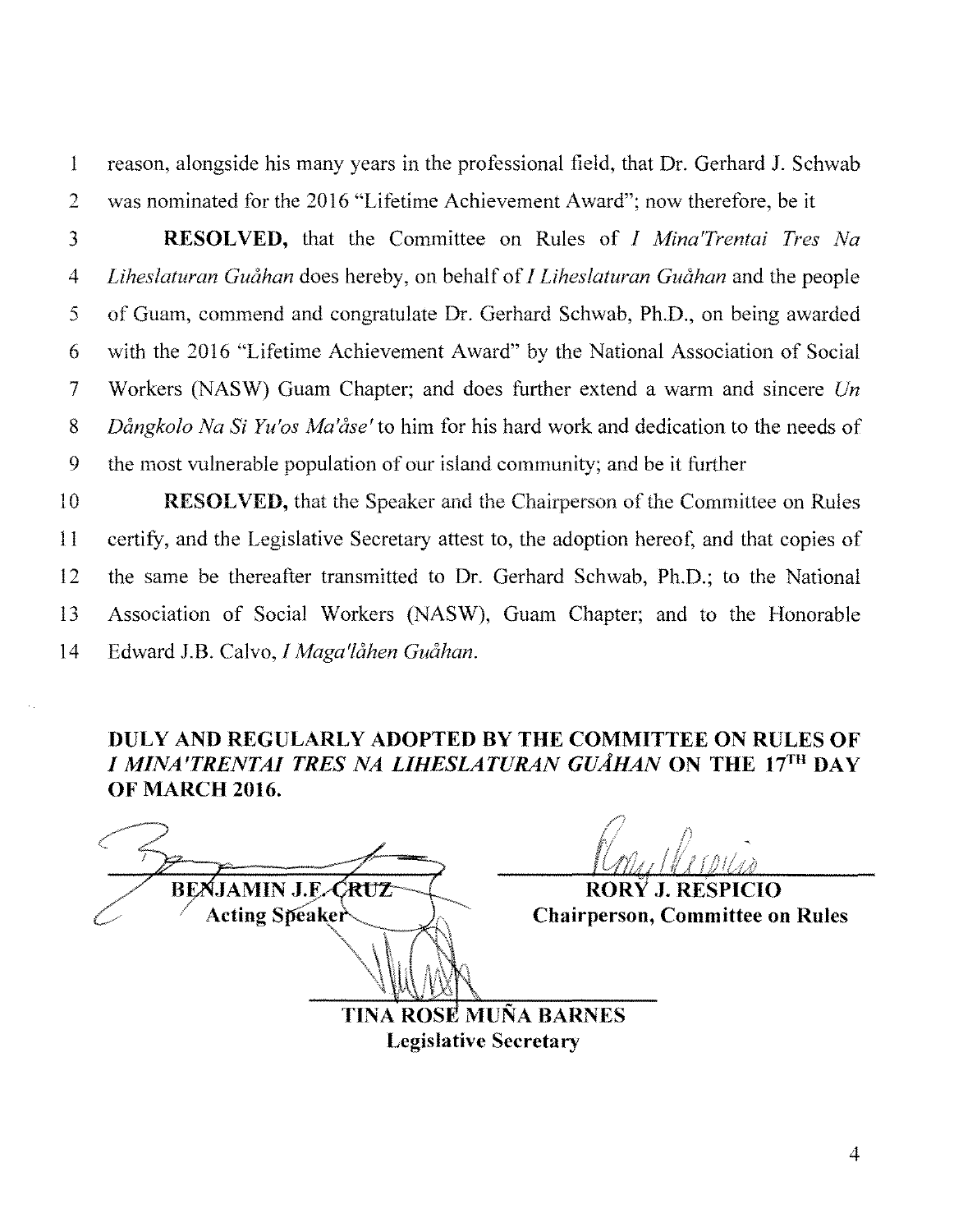reason, alongside his many years in the professional field, that Dr. Gerhard J. Schwab was nominated for the 2016 "Lifetime Achievement Award"; now therefore, be it

**RESOLVED,** that the Committee on Rules of *I Mina'Trentai Tres Na Liheslaturan Guåhan* does hereby, on behalf of *I Liheslaturan Guåhan* and the people of Guam, commend and congratulate Dr. Gerhard Schwab, Ph.D., on being awarded with the 2016 "Lifetime Achievement Award" by the National Association of Social Workers (NASW) Guam Chapter; and does further extend a warm and sincere *Un Dångkolo Na Si Yu'os Ma'åse'* to him for his hard work and dedication to the needs of the most vulnerable population of our island community; and be it further

**RESOLVED,** that the Speaker and the Chairperson of the Committee on Rules certify, and the Legislative Secretary attest to, the adoption hereof, and that copies of the same be thereafter transmitted to Dr. Gerhard Schwab, Ph.D.; to the National Association of Social Workers (NASW), Guam Chapter; and to the Honorable Edward J.B. Calvo, *I Maga'låhen Guåhan*.

**DULY AND REGULARLY ADOPTED BY THE COMMITTEE ON RULES OF *I MINA'TRENTAI TRES NA LIHESLATURAN GUÅHAN* ON THE 17TH DAY OF MARCH 2016.**

**BENJAMIN J.F. CRUZ**
**Acting Speaker**

**RORY J. RESPICIO**
**Chairperson, Committee on Rules**

**TINA ROSE MUÑA BARNES**
**Legislative Secretary**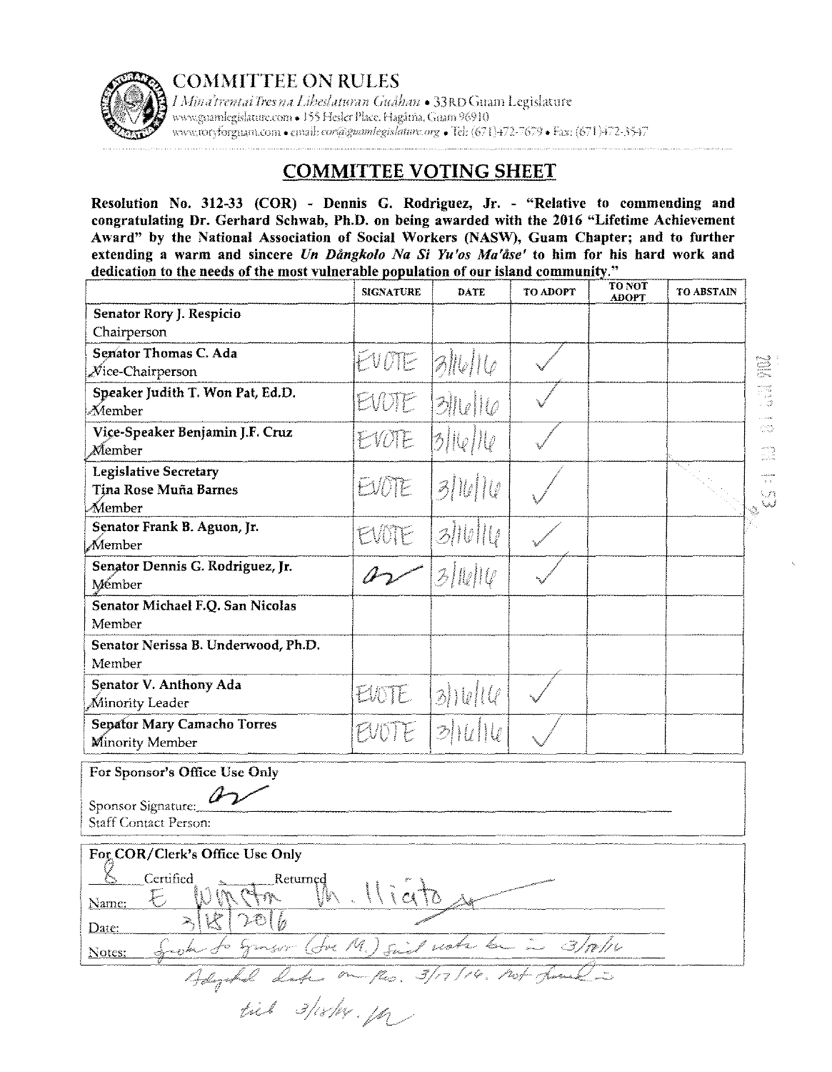# COMMITTEE ON RULES

*I Mina'trentai Tres na Liheslaturan Guåhan* • 33RD Guam Legislature
www.guamlegislature.com • 155 Hesler Place, Hagåtña, Guam 96910
www.roryforguam.com • email: cor@guamlegislature.org • Tel: (671)472-7679 • Fax: (671)472-3547

## COMMITTEE VOTING SHEET

**Resolution No. 312-33 (COR) - Dennis G. Rodriguez, Jr. - "Relative to commending and congratulating Dr. Gerhard Schwab, Ph.D. on being awarded with the 2016 "Lifetime Achievement Award" by the National Association of Social Workers (NASW), Guam Chapter; and to further extending a warm and sincere *Un Dångkolo Na Si Yu'os Ma'åse'* to him for his hard work and dedication to the needs of the most vulnerable population of our island community."**

| | SIGNATURE | DATE | TO ADOPT | TO NOT ADOPT | TO ABSTAIN |
|---|---|---|---|---|---|
| Senator Rory J. Respicio<br>Chairperson | | | | | |
| Senator Thomas C. Ada<br>Vice-Chairperson | EVOTE | 3/16/16 | ✓ | | |
| Speaker Judith T. Won Pat, Ed.D.<br>Member | EVOTE | 3/16/16 | ✓ | | |
| Vice-Speaker Benjamin J.F. Cruz<br>Member | EVOTE | 3/16/16 | ✓ | | |
| Legislative Secretary<br>Tina Rose Muña Barnes<br>Member | EVOTE | 3/16/16 | ✓ | | |
| Senator Frank B. Aguon, Jr.<br>Member | EVOTE | 3/16/16 | ✓ | | |
| Senator Dennis G. Rodriguez, Jr.<br>Member | [signature] | 3/16/16 | ✓ | | |
| Senator Michael F.Q. San Nicolas<br>Member | | | | | |
| Senator Nerissa B. Underwood, Ph.D.<br>Member | | | | | |
| Senator V. Anthony Ada<br>Minority Leader | EVOTE | 3/16/16 | ✓ | | |
| Senator Mary Camacho Torres<br>Minority Member | EVOTE | 3/16/16 | ✓ | | |

2016 MAR 18 PM 1:53

**For Sponsor's Office Use Only**

Sponsor Signature: [signature]

Staff Contact Person:

**For COR/Clerk's Office Use Only**

8 Certified ___ Returned

Name: E. Winston M. Iliato

Date: 3/18/2016

Notes: Spoke to Sponsor (Joe M.) said vote be in 3/18/16
Adopted late on Res. 3/17/16. Not turned in til 3/18/16.